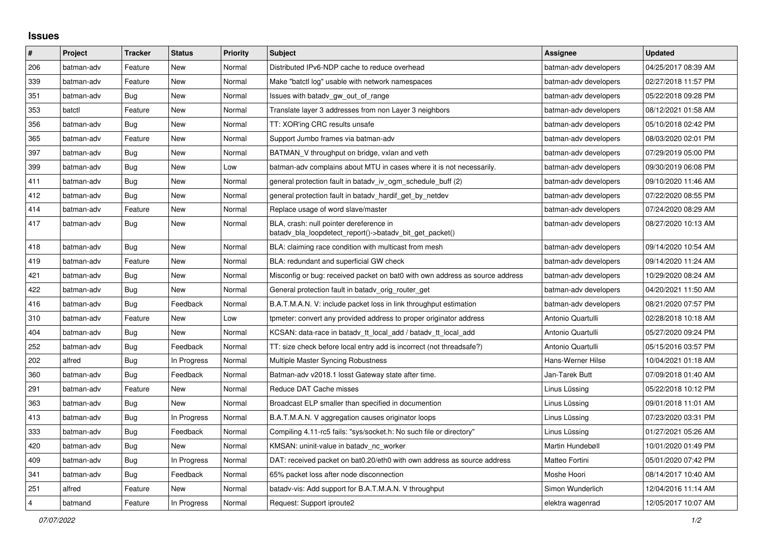# Issues

| # | Project | Tracker | Status | Priority | Subject | Assignee | Updated |
|---|---|---|---|---|---|---|---|
| 206 | batman-adv | Feature | New | Normal | Distributed IPv6-NDP cache to reduce overhead | batman-adv developers | 04/25/2017 08:39 AM |
| 339 | batman-adv | Feature | New | Normal | Make "batctl log" usable with network namespaces | batman-adv developers | 02/27/2018 11:57 PM |
| 351 | batman-adv | Bug | New | Normal | Issues with batadv_gw_out_of_range | batman-adv developers | 05/22/2018 09:28 PM |
| 353 | batctl | Feature | New | Normal | Translate layer 3 addresses from non Layer 3 neighbors | batman-adv developers | 08/12/2021 01:58 AM |
| 356 | batman-adv | Bug | New | Normal | TT: XOR'ing CRC results unsafe | batman-adv developers | 05/10/2018 02:42 PM |
| 365 | batman-adv | Feature | New | Normal | Support Jumbo frames via batman-adv | batman-adv developers | 08/03/2020 02:01 PM |
| 397 | batman-adv | Bug | New | Normal | BATMAN_V throughput on bridge, vxlan and veth | batman-adv developers | 07/29/2019 05:00 PM |
| 399 | batman-adv | Bug | New | Low | batman-adv complains about MTU in cases where it is not necessarily. | batman-adv developers | 09/30/2019 06:08 PM |
| 411 | batman-adv | Bug | New | Normal | general protection fault in batadv_iv_ogm_schedule_buff (2) | batman-adv developers | 09/10/2020 11:46 AM |
| 412 | batman-adv | Bug | New | Normal | general protection fault in batadv_hardif_get_by_netdev | batman-adv developers | 07/22/2020 08:55 PM |
| 414 | batman-adv | Feature | New | Normal | Replace usage of word slave/master | batman-adv developers | 07/24/2020 08:29 AM |
| 417 | batman-adv | Bug | New | Normal | BLA, crash: null pointer dereference in batadv_bla_loopdetect_report()->batadv_bit_get_packet() | batman-adv developers | 08/27/2020 10:13 AM |
| 418 | batman-adv | Bug | New | Normal | BLA: claiming race condition with multicast from mesh | batman-adv developers | 09/14/2020 10:54 AM |
| 419 | batman-adv | Feature | New | Normal | BLA: redundant and superficial GW check | batman-adv developers | 09/14/2020 11:24 AM |
| 421 | batman-adv | Bug | New | Normal | Misconfig or bug: received packet on bat0 with own address as source address | batman-adv developers | 10/29/2020 08:24 AM |
| 422 | batman-adv | Bug | New | Normal | General protection fault in batadv_orig_router_get | batman-adv developers | 04/20/2021 11:50 AM |
| 416 | batman-adv | Bug | Feedback | Normal | B.A.T.M.A.N. V: include packet loss in link throughput estimation | batman-adv developers | 08/21/2020 07:57 PM |
| 310 | batman-adv | Feature | New | Low | tpmeter: convert any provided address to proper originator address | Antonio Quartulli | 02/28/2018 10:18 AM |
| 404 | batman-adv | Bug | New | Normal | KCSAN: data-race in batadv_tt_local_add / batadv_tt_local_add | Antonio Quartulli | 05/27/2020 09:24 PM |
| 252 | batman-adv | Bug | Feedback | Normal | TT: size check before local entry add is incorrect (not threadsafe?) | Antonio Quartulli | 05/15/2016 03:57 PM |
| 202 | alfred | Bug | In Progress | Normal | Multiple Master Syncing Robustness | Hans-Werner Hilse | 10/04/2021 01:18 AM |
| 360 | batman-adv | Bug | Feedback | Normal | Batman-adv v2018.1 losst Gateway state after time. | Jan-Tarek Butt | 07/09/2018 01:40 AM |
| 291 | batman-adv | Feature | New | Normal | Reduce DAT Cache misses | Linus Lüssing | 05/22/2018 10:12 PM |
| 363 | batman-adv | Bug | New | Normal | Broadcast ELP smaller than specified in documention | Linus Lüssing | 09/01/2018 11:01 AM |
| 413 | batman-adv | Bug | In Progress | Normal | B.A.T.M.A.N. V aggregation causes originator loops | Linus Lüssing | 07/23/2020 03:31 PM |
| 333 | batman-adv | Bug | Feedback | Normal | Compiling 4.11-rc5 fails: "sys/socket.h: No such file or directory" | Linus Lüssing | 01/27/2021 05:26 AM |
| 420 | batman-adv | Bug | New | Normal | KMSAN: uninit-value in batadv_nc_worker | Martin Hundebøll | 10/01/2020 01:49 PM |
| 409 | batman-adv | Bug | In Progress | Normal | DAT: received packet on bat0.20/eth0 with own address as source address | Matteo Fortini | 05/01/2020 07:42 PM |
| 341 | batman-adv | Bug | Feedback | Normal | 65% packet loss after node disconnection | Moshe Hoori | 08/14/2017 10:40 AM |
| 251 | alfred | Feature | New | Normal | batadv-vis: Add support for B.A.T.M.A.N. V throughput | Simon Wunderlich | 12/04/2016 11:14 AM |
| 4 | batmand | Feature | In Progress | Normal | Request: Support iproute2 | elektra wagenrad | 12/05/2017 10:07 AM |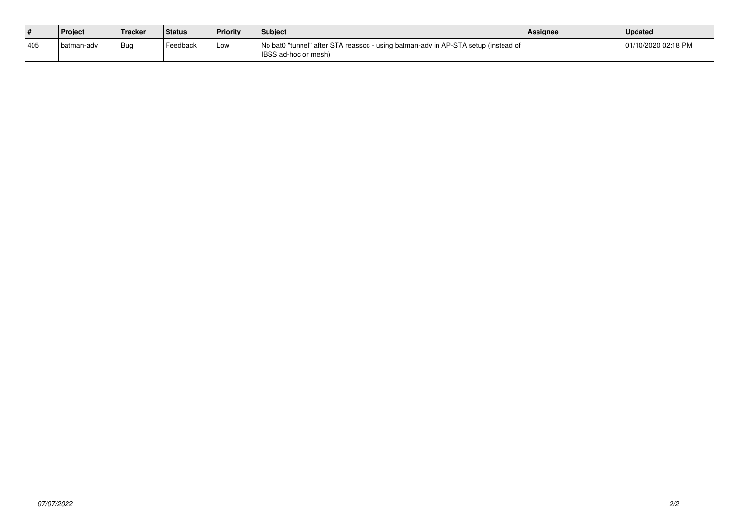| # | Project | Tracker | Status | Priority | Subject | Assignee | Updated |
|---|---|---|---|---|---|---|---|
| 405 | batman-adv | Bug | Feedback | Low | No bat0 "tunnel" after STA reassoc - using batman-adv in AP-STA setup (instead of IBSS ad-hoc or mesh) | | 01/10/2020 02:18 PM |